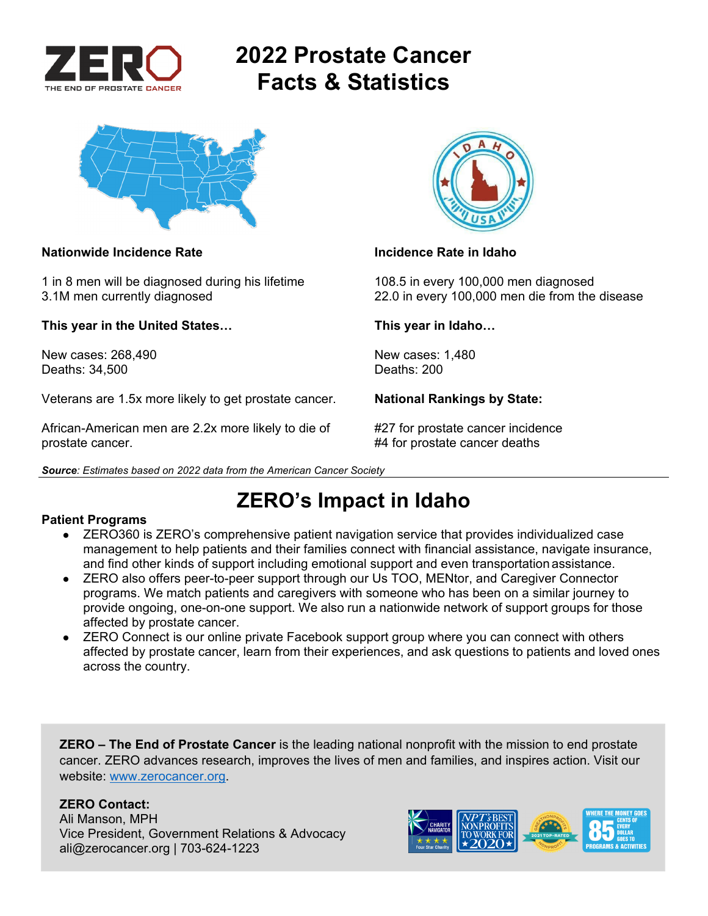# 2022 Prostate Cancer Facts & Statistics

**Nationwide Incidence Rate**

1 in 8 men will be diagnosed during his lifetime
3.1M men currently diagnosed

**This year in the United States…**

New cases: 268,490
Deaths: 34,500

Veterans are 1.5x more likely to get prostate cancer.

African-American men are 2.2x more likely to die of prostate cancer.

**Incidence Rate in Idaho**

108.5 in every 100,000 men diagnosed
22.0 in every 100,000 men die from the disease

**This year in Idaho…**

New cases: 1,480
Deaths: 200

**National Rankings by State:**

#27 for prostate cancer incidence
#4 for prostate cancer deaths

***Source**: Estimates based on 2022 data from the American Cancer Society*

## ZERO's Impact in Idaho

**Patient Programs**

- ZERO360 is ZERO's comprehensive patient navigation service that provides individualized case management to help patients and their families connect with financial assistance, navigate insurance, and find other kinds of support including emotional support and even transportation assistance.
- ZERO also offers peer-to-peer support through our Us TOO, MENtor, and Caregiver Connector programs. We match patients and caregivers with someone who has been on a similar journey to provide ongoing, one-on-one support. We also run a nationwide network of support groups for those affected by prostate cancer.
- ZERO Connect is our online private Facebook support group where you can connect with others affected by prostate cancer, learn from their experiences, and ask questions to patients and loved ones across the country.

**ZERO – The End of Prostate Cancer** is the leading national nonprofit with the mission to end prostate cancer. ZERO advances research, improves the lives of men and families, and inspires action. Visit our website: www.zerocancer.org.

**ZERO Contact:**
Ali Manson, MPH
Vice President, Government Relations & Advocacy
ali@zerocancer.org | 703-624-1223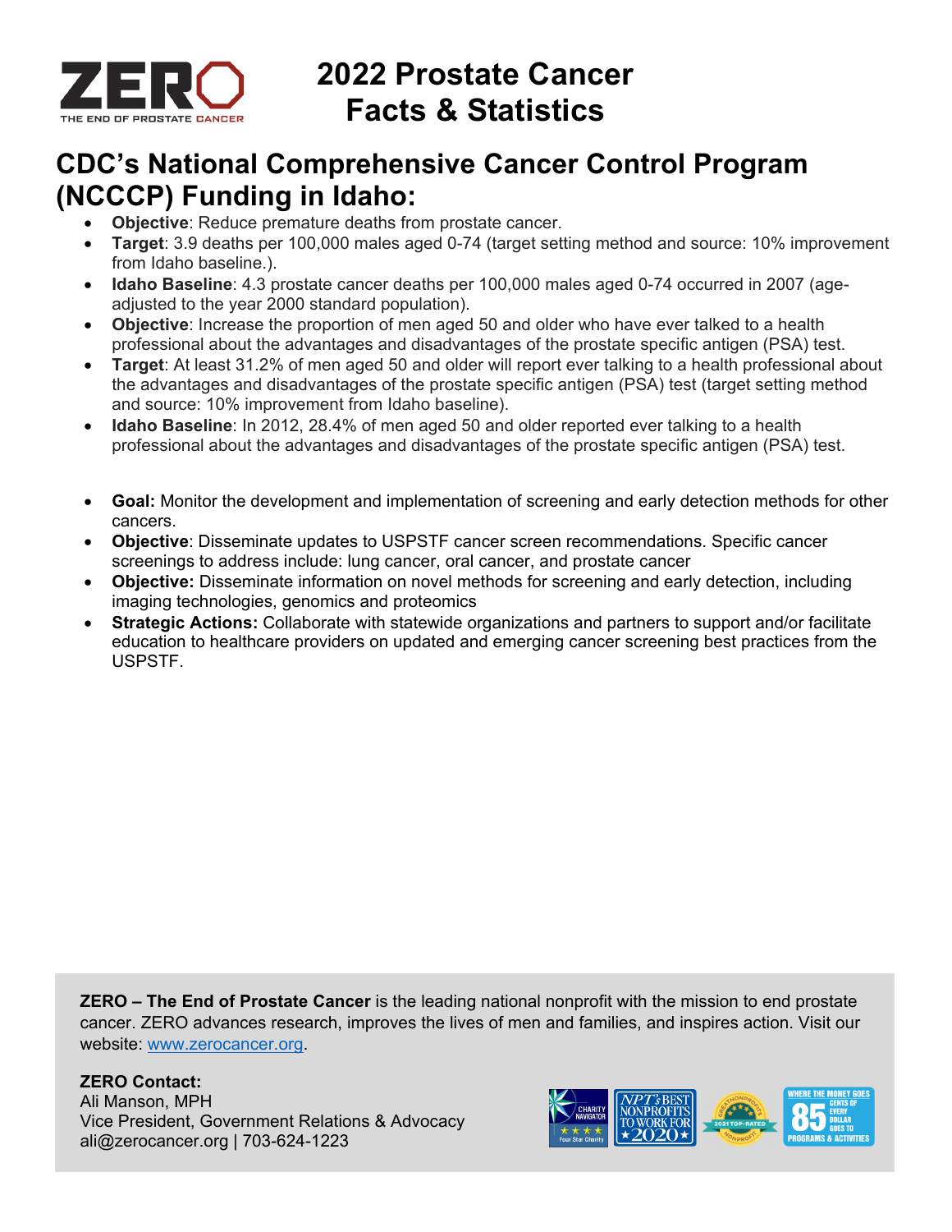# 2022 Prostate Cancer Facts & Statistics

## CDC's National Comprehensive Cancer Control Program (NCCCP) Funding in Idaho:

- **Objective**: Reduce premature deaths from prostate cancer.
- **Target**: 3.9 deaths per 100,000 males aged 0-74 (target setting method and source: 10% improvement from Idaho baseline.).
- **Idaho Baseline**: 4.3 prostate cancer deaths per 100,000 males aged 0-74 occurred in 2007 (age-adjusted to the year 2000 standard population).
- **Objective**: Increase the proportion of men aged 50 and older who have ever talked to a health professional about the advantages and disadvantages of the prostate specific antigen (PSA) test.
- **Target**: At least 31.2% of men aged 50 and older will report ever talking to a health professional about the advantages and disadvantages of the prostate specific antigen (PSA) test (target setting method and source: 10% improvement from Idaho baseline).
- **Idaho Baseline**: In 2012, 28.4% of men aged 50 and older reported ever talking to a health professional about the advantages and disadvantages of the prostate specific antigen (PSA) test.

- **Goal:** Monitor the development and implementation of screening and early detection methods for other cancers.
- **Objective**: Disseminate updates to USPSTF cancer screen recommendations. Specific cancer screenings to address include: lung cancer, oral cancer, and prostate cancer
- **Objective:** Disseminate information on novel methods for screening and early detection, including imaging technologies, genomics and proteomics
- **Strategic Actions:** Collaborate with statewide organizations and partners to support and/or facilitate education to healthcare providers on updated and emerging cancer screening best practices from the USPSTF.

**ZERO – The End of Prostate Cancer** is the leading national nonprofit with the mission to end prostate cancer. ZERO advances research, improves the lives of men and families, and inspires action. Visit our website: www.zerocancer.org.

**ZERO Contact:**
Ali Manson, MPH
Vice President, Government Relations & Advocacy
ali@zerocancer.org | 703-624-1223